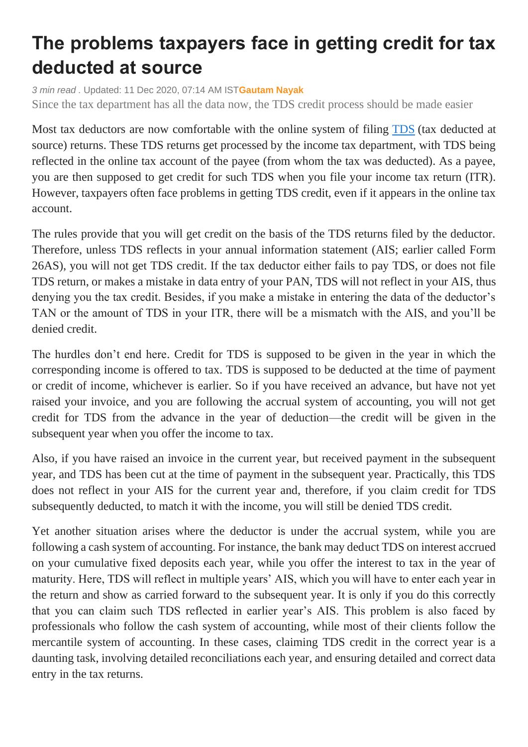# The problems taxpayers face in getting credit for tax deducted at source

*3 min read* . Updated: 11 Dec 2020, 07:14 AM IST**Gautam Nayak**

Since the tax department has all the data now, the TDS credit process should be made easier

Most tax deductors are now comfortable with the online system of filing [TDS] (tax deducted at source) returns. These TDS returns get processed by the income tax department, with TDS being reflected in the online tax account of the payee (from whom the tax was deducted). As a payee, you are then supposed to get credit for such TDS when you file your income tax return (ITR). However, taxpayers often face problems in getting TDS credit, even if it appears in the online tax account.

The rules provide that you will get credit on the basis of the TDS returns filed by the deductor. Therefore, unless TDS reflects in your annual information statement (AIS; earlier called Form 26AS), you will not get TDS credit. If the tax deductor either fails to pay TDS, or does not file TDS return, or makes a mistake in data entry of your PAN, TDS will not reflect in your AIS, thus denying you the tax credit. Besides, if you make a mistake in entering the data of the deductor's TAN or the amount of TDS in your ITR, there will be a mismatch with the AIS, and you'll be denied credit.

The hurdles don't end here. Credit for TDS is supposed to be given in the year in which the corresponding income is offered to tax. TDS is supposed to be deducted at the time of payment or credit of income, whichever is earlier. So if you have received an advance, but have not yet raised your invoice, and you are following the accrual system of accounting, you will not get credit for TDS from the advance in the year of deduction—the credit will be given in the subsequent year when you offer the income to tax.

Also, if you have raised an invoice in the current year, but received payment in the subsequent year, and TDS has been cut at the time of payment in the subsequent year. Practically, this TDS does not reflect in your AIS for the current year and, therefore, if you claim credit for TDS subsequently deducted, to match it with the income, you will still be denied TDS credit.

Yet another situation arises where the deductor is under the accrual system, while you are following a cash system of accounting. For instance, the bank may deduct TDS on interest accrued on your cumulative fixed deposits each year, while you offer the interest to tax in the year of maturity. Here, TDS will reflect in multiple years' AIS, which you will have to enter each year in the return and show as carried forward to the subsequent year. It is only if you do this correctly that you can claim such TDS reflected in earlier year's AIS. This problem is also faced by professionals who follow the cash system of accounting, while most of their clients follow the mercantile system of accounting. In these cases, claiming TDS credit in the correct year is a daunting task, involving detailed reconciliations each year, and ensuring detailed and correct data entry in the tax returns.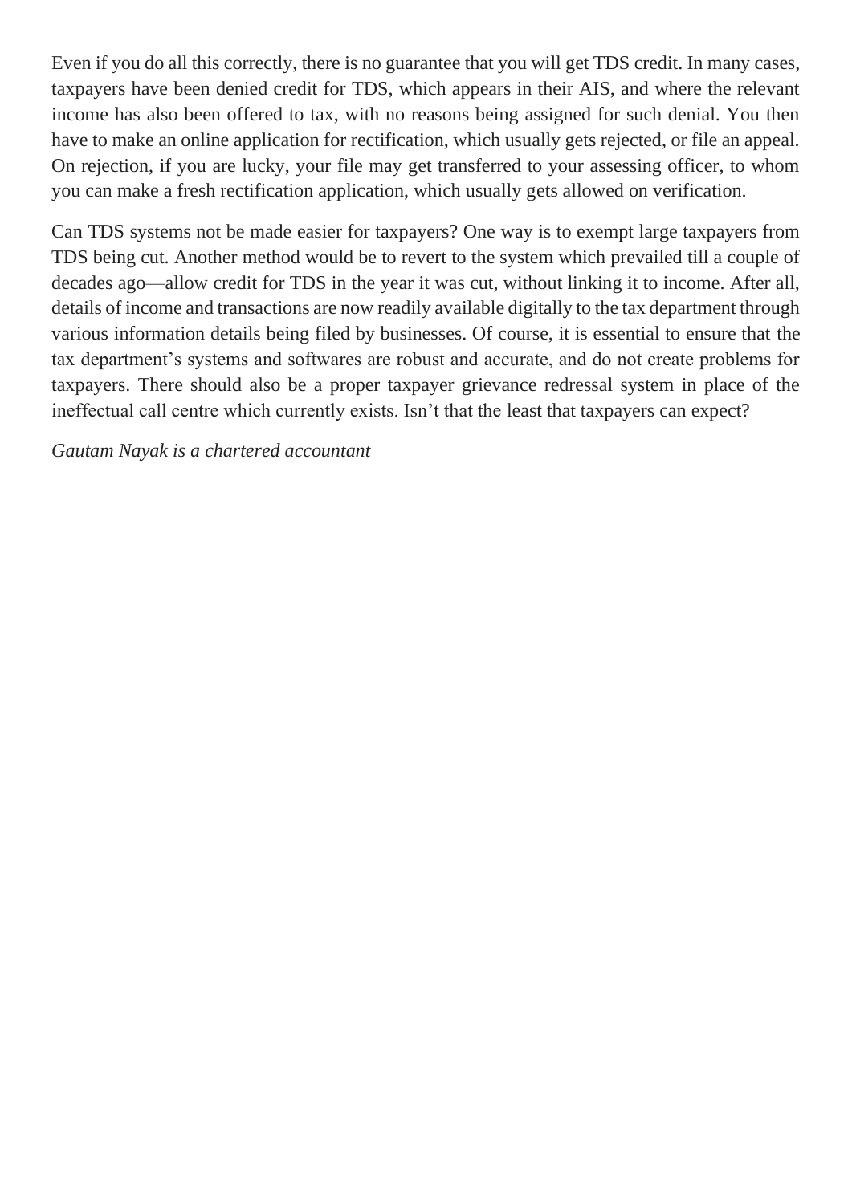Even if you do all this correctly, there is no guarantee that you will get TDS credit. In many cases, taxpayers have been denied credit for TDS, which appears in their AIS, and where the relevant income has also been offered to tax, with no reasons being assigned for such denial. You then have to make an online application for rectification, which usually gets rejected, or file an appeal. On rejection, if you are lucky, your file may get transferred to your assessing officer, to whom you can make a fresh rectification application, which usually gets allowed on verification.

Can TDS systems not be made easier for taxpayers? One way is to exempt large taxpayers from TDS being cut. Another method would be to revert to the system which prevailed till a couple of decades ago—allow credit for TDS in the year it was cut, without linking it to income. After all, details of income and transactions are now readily available digitally to the tax department through various information details being filed by businesses. Of course, it is essential to ensure that the tax department's systems and softwares are robust and accurate, and do not create problems for taxpayers. There should also be a proper taxpayer grievance redressal system in place of the ineffectual call centre which currently exists. Isn't that the least that taxpayers can expect?

*Gautam Nayak is a chartered accountant*